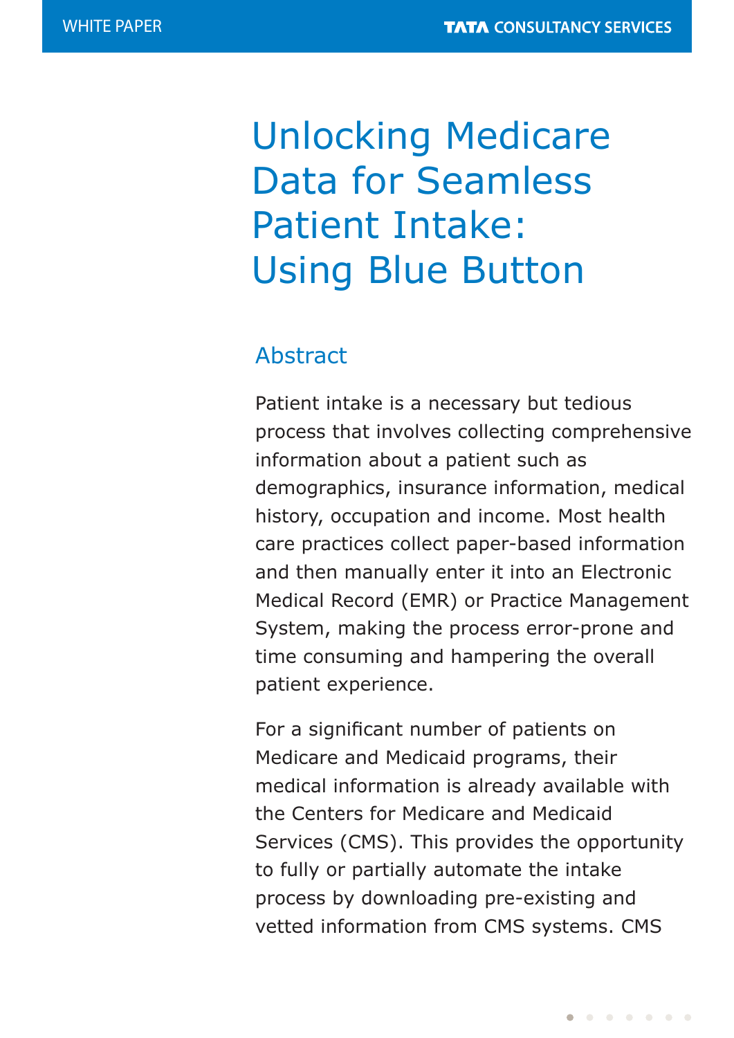# Unlocking Medicare Data for Seamless Patient Intake: Using Blue Button

## Abstract

Patient intake is a necessary but tedious process that involves collecting comprehensive information about a patient such as demographics, insurance information, medical history, occupation and income. Most health care practices collect paper-based information and then manually enter it into an Electronic Medical Record (EMR) or Practice Management System, making the process error-prone and time consuming and hampering the overall patient experience.

For a significant number of patients on Medicare and Medicaid programs, their medical information is already available with the Centers for Medicare and Medicaid Services (CMS). This provides the opportunity to fully or partially automate the intake process by downloading pre-existing and vetted information from CMS systems. CMS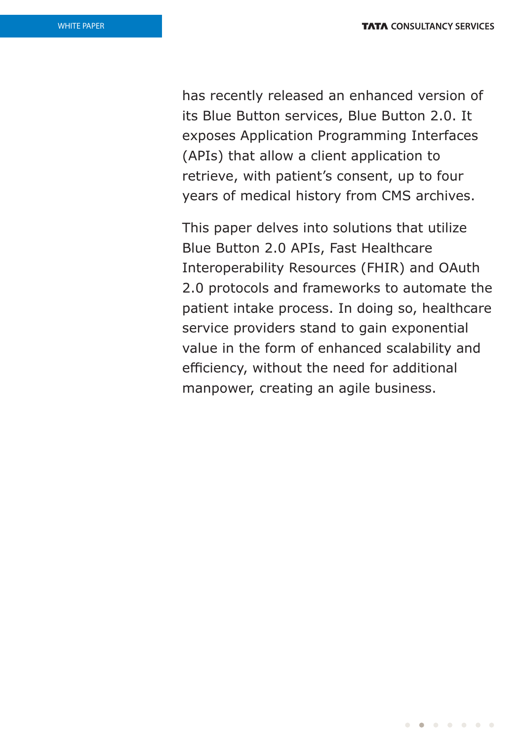has recently released an enhanced version of its Blue Button services, Blue Button 2.0. It exposes Application Programming Interfaces (APIs) that allow a client application to retrieve, with patient's consent, up to four years of medical history from CMS archives.

This paper delves into solutions that utilize Blue Button 2.0 APIs, Fast Healthcare Interoperability Resources (FHIR) and OAuth 2.0 protocols and frameworks to automate the patient intake process. In doing so, healthcare service providers stand to gain exponential value in the form of enhanced scalability and efficiency, without the need for additional manpower, creating an agile business.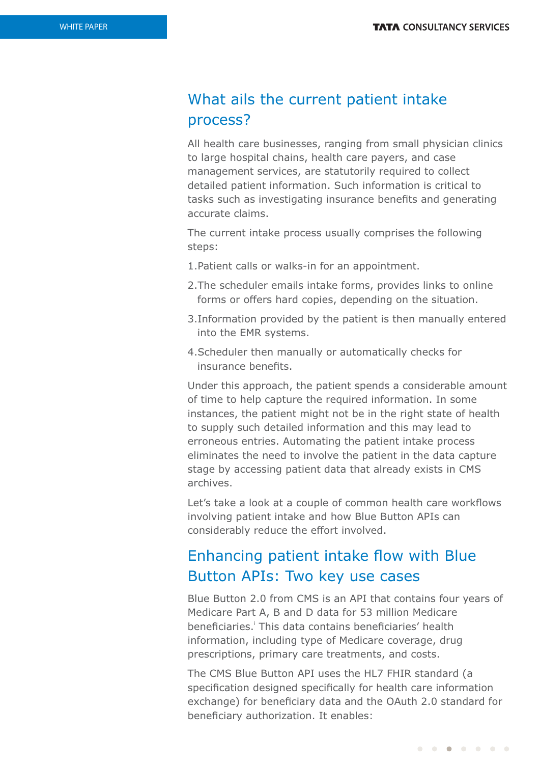## What ails the current patient intake process?

All health care businesses, ranging from small physician clinics to large hospital chains, health care payers, and case management services, are statutorily required to collect detailed patient information. Such information is critical to tasks such as investigating insurance benefits and generating accurate claims.

The current intake process usually comprises the following steps:

1. Patient calls or walks-in for an appointment.
2. The scheduler emails intake forms, provides links to online forms or offers hard copies, depending on the situation.
3. Information provided by the patient is then manually entered into the EMR systems.
4. Scheduler then manually or automatically checks for insurance benefits.

Under this approach, the patient spends a considerable amount of time to help capture the required information. In some instances, the patient might not be in the right state of health to supply such detailed information and this may lead to erroneous entries. Automating the patient intake process eliminates the need to involve the patient in the data capture stage by accessing patient data that already exists in CMS archives.

Let's take a look at a couple of common health care workflows involving patient intake and how Blue Button APIs can considerably reduce the effort involved.

## Enhancing patient intake flow with Blue Button APIs: Two key use cases

Blue Button 2.0 from CMS is an API that contains four years of Medicare Part A, B and D data for 53 million Medicare beneficiaries.[i] This data contains beneficiaries' health information, including type of Medicare coverage, drug prescriptions, primary care treatments, and costs.

The CMS Blue Button API uses the HL7 FHIR standard (a specification designed specifically for health care information exchange) for beneficiary data and the OAuth 2.0 standard for beneficiary authorization. It enables: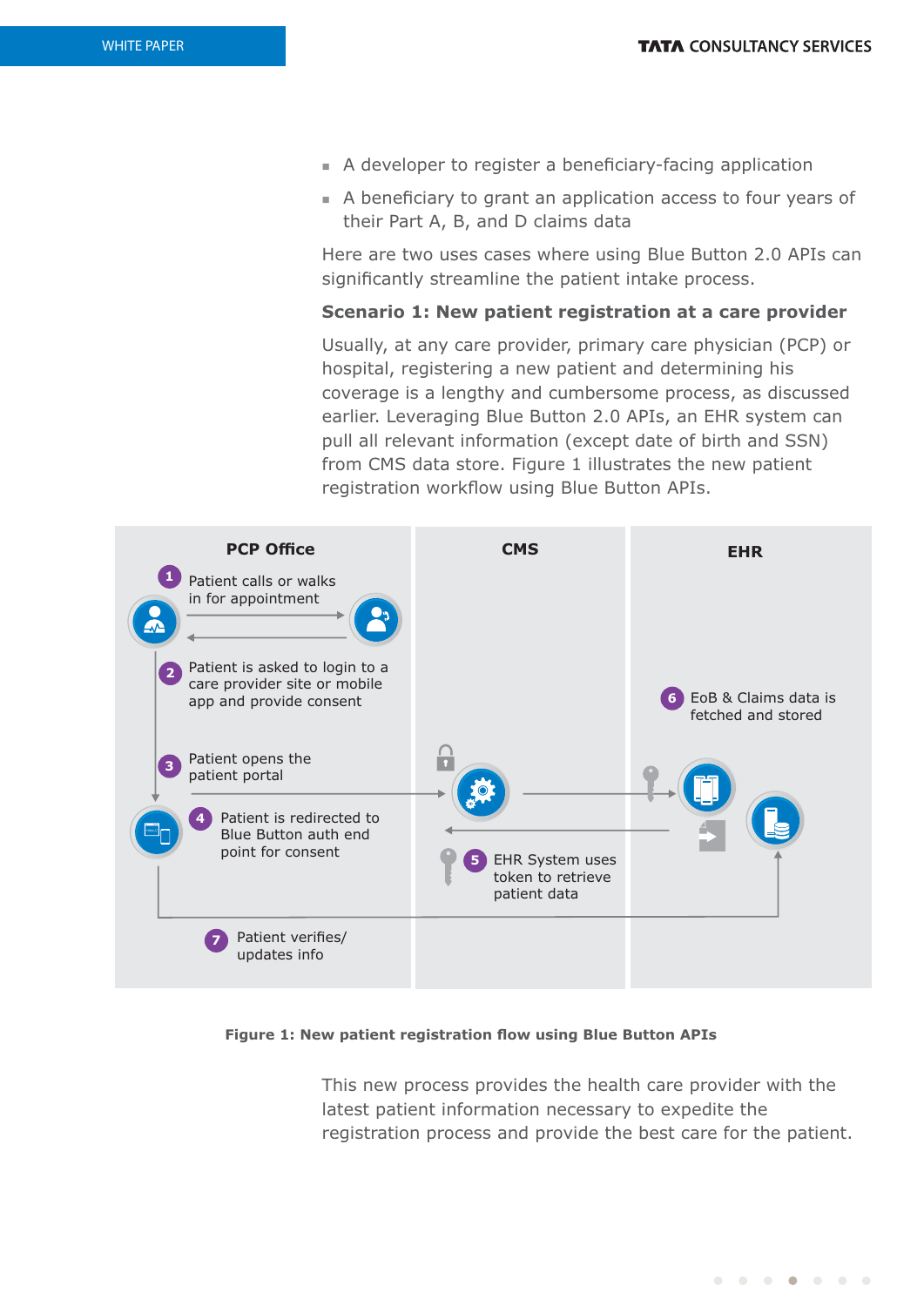- A developer to register a beneficiary-facing application
- A beneficiary to grant an application access to four years of their Part A, B, and D claims data

Here are two uses cases where using Blue Button 2.0 APIs can significantly streamline the patient intake process.

**Scenario 1: New patient registration at a care provider**

Usually, at any care provider, primary care physician (PCP) or hospital, registering a new patient and determining his coverage is a lengthy and cumbersome process, as discussed earlier. Leveraging Blue Button 2.0 APIs, an EHR system can pull all relevant information (except date of birth and SSN) from CMS data store. Figure 1 illustrates the new patient registration workflow using Blue Button APIs.

**PCP Office**

1. Patient calls or walks in for appointment
2. Patient is asked to login to a care provider site or mobile app and provide consent
3. Patient opens the patient portal
4. Patient is redirected to Blue Button auth end point for consent

**CMS**

5. EHR System uses token to retrieve patient data

**EHR**

6. EoB & Claims data is fetched and stored

**PCP Office**

7. Patient verifies/ updates info

**Figure 1: New patient registration flow using Blue Button APIs**

This new process provides the health care provider with the latest patient information necessary to expedite the registration process and provide the best care for the patient.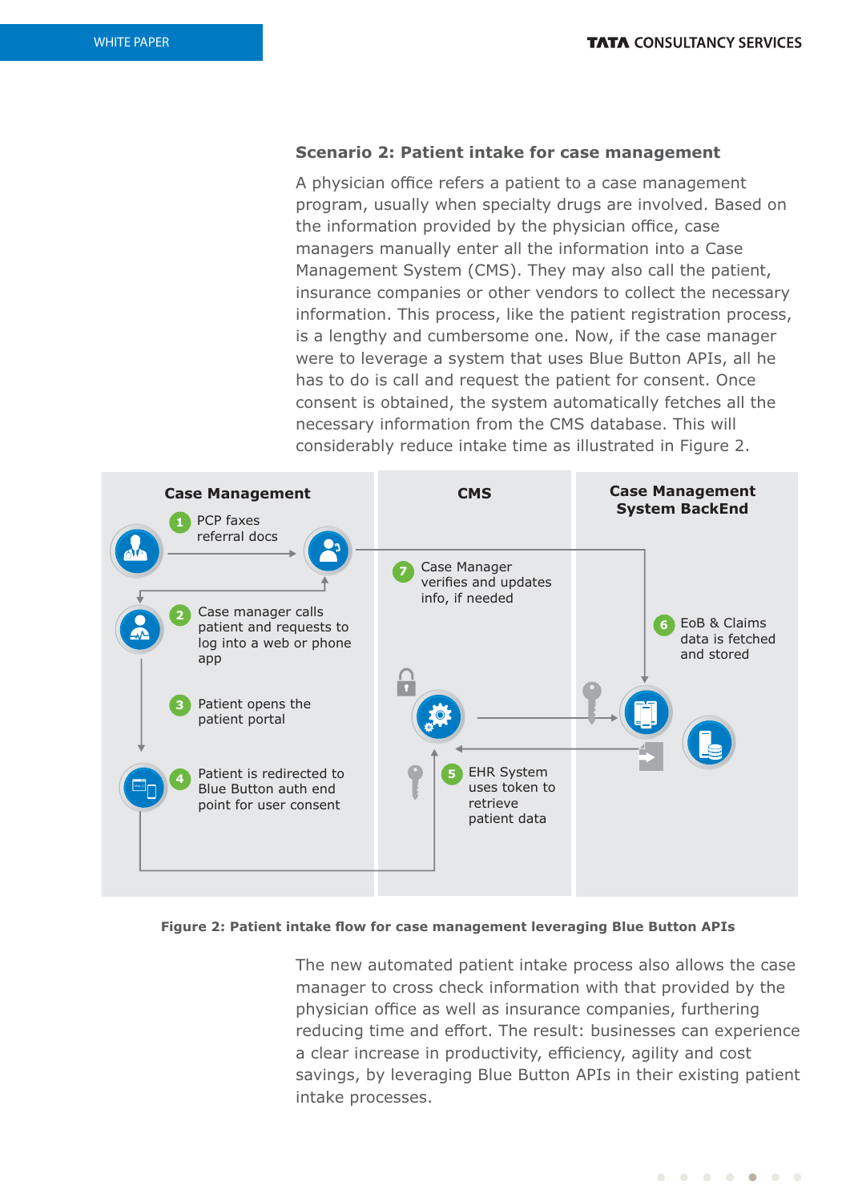### Scenario 2: Patient intake for case management

A physician office refers a patient to a case management program, usually when specialty drugs are involved. Based on the information provided by the physician office, case managers manually enter all the information into a Case Management System (CMS). They may also call the patient, insurance companies or other vendors to collect the necessary information. This process, like the patient registration process, is a lengthy and cumbersome one. Now, if the case manager were to leverage a system that uses Blue Button APIs, all he has to do is call and request the patient for consent. Once consent is obtained, the system automatically fetches all the necessary information from the CMS database. This will considerably reduce intake time as illustrated in Figure 2.

Case Management

1. PCP faxes referral docs
2. Case manager calls patient and requests to log into a web or phone app
3. Patient opens the patient portal
4. Patient is redirected to Blue Button auth end point for user consent

CMS

5. EHR System uses token to retrieve patient data
7. Case Manager verifies and updates info, if needed

Case Management System BackEnd

6. EoB & Claims data is fetched and stored

**Figure 2: Patient intake flow for case management leveraging Blue Button APIs**

The new automated patient intake process also allows the case manager to cross check information with that provided by the physician office as well as insurance companies, furthering reducing time and effort. The result: businesses can experience a clear increase in productivity, efficiency, agility and cost savings, by leveraging Blue Button APIs in their existing patient intake processes.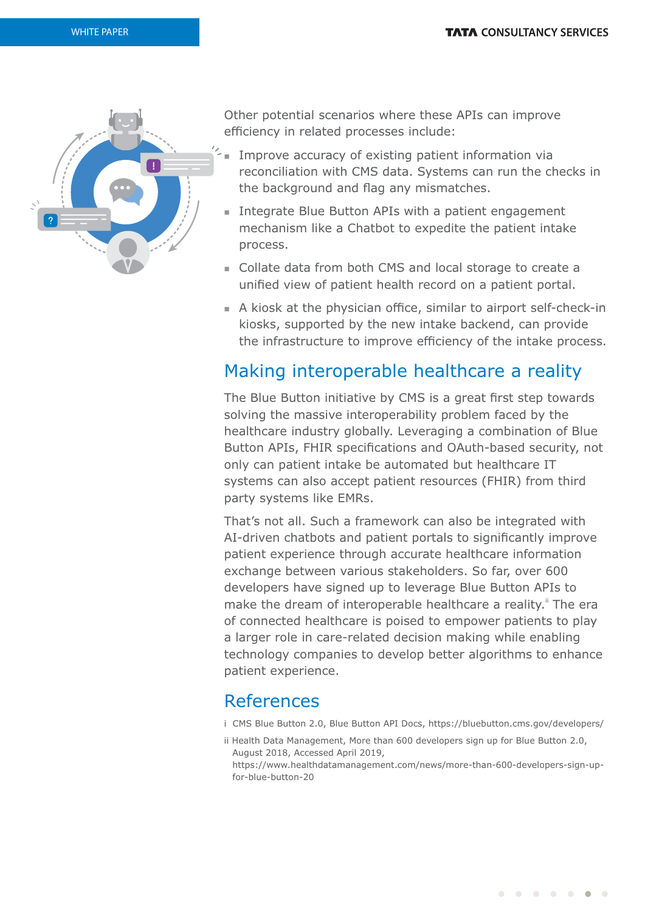Other potential scenarios where these APIs can improve efficiency in related processes include:

- Improve accuracy of existing patient information via reconciliation with CMS data. Systems can run the checks in the background and flag any mismatches.
- Integrate Blue Button APIs with a patient engagement mechanism like a Chatbot to expedite the patient intake process.
- Collate data from both CMS and local storage to create a unified view of patient health record on a patient portal.
- A kiosk at the physician office, similar to airport self-check-in kiosks, supported by the new intake backend, can provide the infrastructure to improve efficiency of the intake process.

## Making interoperable healthcare a reality

The Blue Button initiative by CMS is a great first step towards solving the massive interoperability problem faced by the healthcare industry globally. Leveraging a combination of Blue Button APIs, FHIR specifications and OAuth-based security, not only can patient intake be automated but healthcare IT systems can also accept patient resources (FHIR) from third party systems like EMRs.

That's not all. Such a framework can also be integrated with AI-driven chatbots and patient portals to significantly improve patient experience through accurate healthcare information exchange between various stakeholders. So far, over 600 developers have signed up to leverage Blue Button APIs to make the dream of interoperable healthcare a reality.[ii] The era of connected healthcare is poised to empower patients to play a larger role in care-related decision making while enabling technology companies to develop better algorithms to enhance patient experience.

## References

i CMS Blue Button 2.0, Blue Button API Docs, https://bluebutton.cms.gov/developers/

ii Health Data Management, More than 600 developers sign up for Blue Button 2.0, August 2018, Accessed April 2019, https://www.healthdatamanagement.com/news/more-than-600-developers-sign-up-for-blue-button-20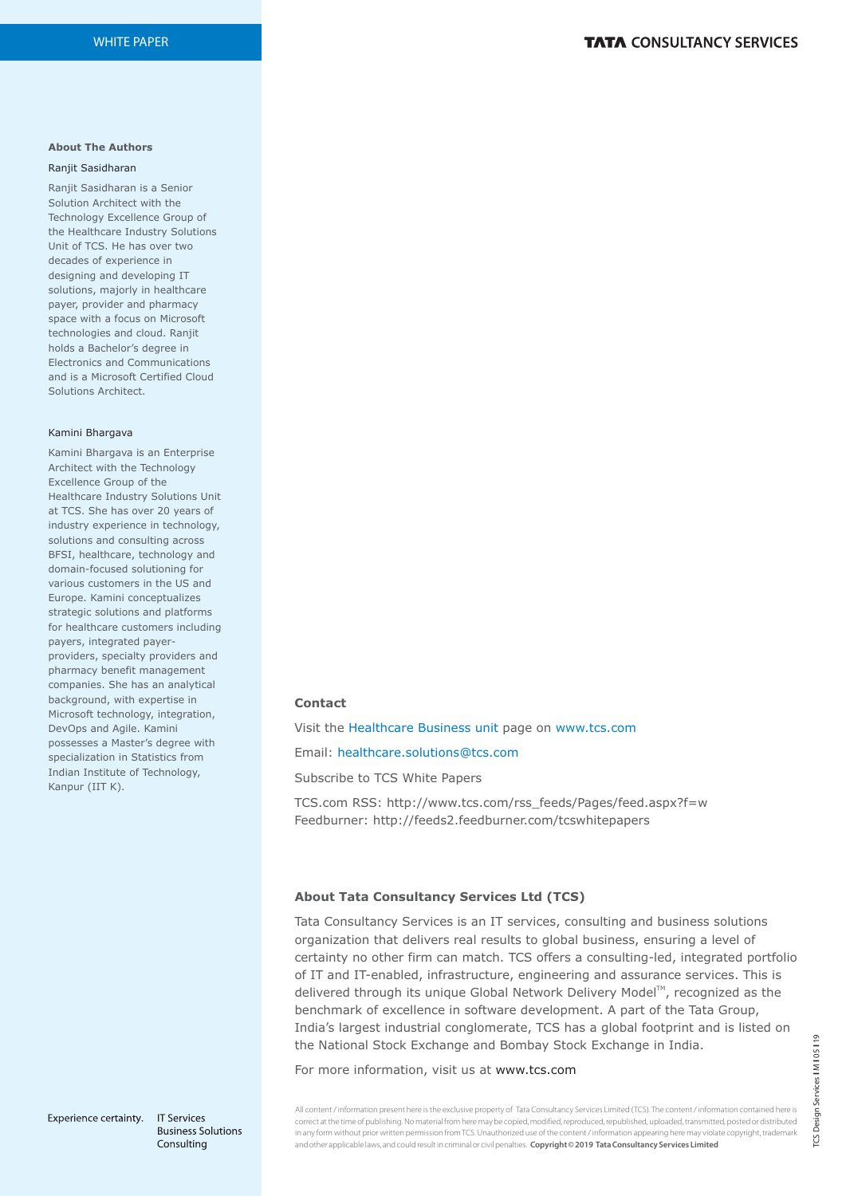## About The Authors

### Ranjit Sasidharan

Ranjit Sasidharan is a Senior Solution Architect with the Technology Excellence Group of the Healthcare Industry Solutions Unit of TCS. He has over two decades of experience in designing and developing IT solutions, majorly in healthcare payer, provider and pharmacy space with a focus on Microsoft technologies and cloud. Ranjit holds a Bachelor's degree in Electronics and Communications and is a Microsoft Certified Cloud Solutions Architect.

### Kamini Bhargava

Kamini Bhargava is an Enterprise Architect with the Technology Excellence Group of the Healthcare Industry Solutions Unit at TCS. She has over 20 years of industry experience in technology, solutions and consulting across BFSI, healthcare, technology and domain-focused solutioning for various customers in the US and Europe. Kamini conceptualizes strategic solutions and platforms for healthcare customers including payers, integrated payer-providers, specialty providers and pharmacy benefit management companies. She has an analytical background, with expertise in Microsoft technology, integration, DevOps and Agile. Kamini possesses a Master's degree with specialization in Statistics from Indian Institute of Technology, Kanpur (IIT K).

## Contact

Visit the Healthcare Business unit page on www.tcs.com

Email: healthcare.solutions@tcs.com

Subscribe to TCS White Papers

TCS.com RSS: http://www.tcs.com/rss_feeds/Pages/feed.aspx?f=w
Feedburner: http://feeds2.feedburner.com/tcswhitepapers

## About Tata Consultancy Services Ltd (TCS)

Tata Consultancy Services is an IT services, consulting and business solutions organization that delivers real results to global business, ensuring a level of certainty no other firm can match. TCS offers a consulting-led, integrated portfolio of IT and IT-enabled, infrastructure, engineering and assurance services. This is delivered through its unique Global Network Delivery Model™, recognized as the benchmark of excellence in software development. A part of the Tata Group, India's largest industrial conglomerate, TCS has a global footprint and is listed on the National Stock Exchange and Bombay Stock Exchange in India.

For more information, visit us at www.tcs.com

Experience certainty. IT Services
Business Solutions
Consulting

All content / information present here is the exclusive property of Tata Consultancy Services Limited (TCS). The content / information contained here is correct at the time of publishing. No material from here may be copied, modified, reproduced, republished, uploaded, transmitted, posted or distributed in any form without prior written permission from TCS. Unauthorized use of the content / information appearing here may violate copyright, trademark and other applicable laws, and could result in criminal or civil penalties. **Copyright © 2019 Tata Consultancy Services Limited**

TCS Design Services I M I 05 I 19